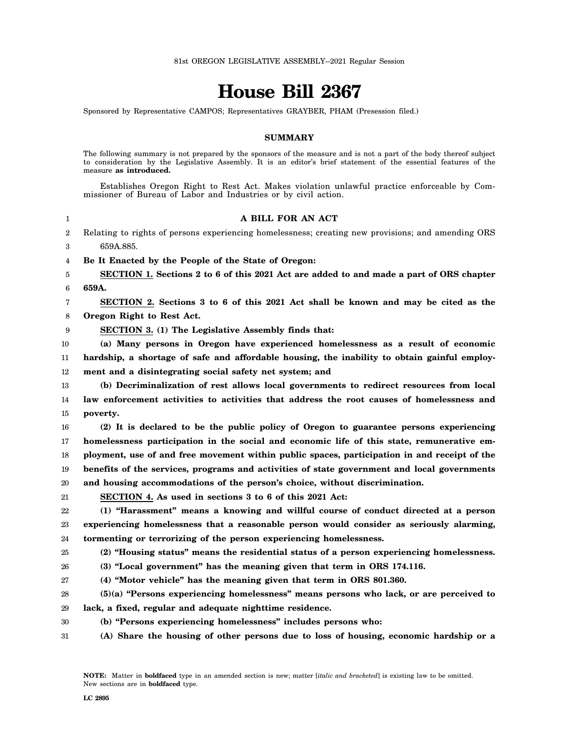81st OREGON LEGISLATIVE ASSEMBLY--2021 Regular Session

# House Bill 2367

Sponsored by Representative CAMPOS; Representatives GRAYBER, PHAM (Presession filed.)

## SUMMARY

The following summary is not prepared by the sponsors of the measure and is not a part of the body thereof subject to consideration by the Legislative Assembly. It is an editor's brief statement of the essential features of the measure **as introduced.**

Establishes Oregon Right to Rest Act. Makes violation unlawful practice enforceable by Commissioner of Bureau of Labor and Industries or by civil action.

**A BILL FOR AN ACT**

Relating to rights of persons experiencing homelessness; creating new provisions; and amending ORS 659A.885.

**Be It Enacted by the People of the State of Oregon:**

**SECTION 1. Sections 2 to 6 of this 2021 Act are added to and made a part of ORS chapter 659A.**

**SECTION 2. Sections 3 to 6 of this 2021 Act shall be known and may be cited as the Oregon Right to Rest Act.**

**SECTION 3. (1) The Legislative Assembly finds that:**

**(a) Many persons in Oregon have experienced homelessness as a result of economic hardship, a shortage of safe and affordable housing, the inability to obtain gainful employment and a disintegrating social safety net system; and**

**(b) Decriminalization of rest allows local governments to redirect resources from local law enforcement activities to activities that address the root causes of homelessness and poverty.**

**(2) It is declared to be the public policy of Oregon to guarantee persons experiencing homelessness participation in the social and economic life of this state, remunerative employment, use of and free movement within public spaces, participation in and receipt of the benefits of the services, programs and activities of state government and local governments and housing accommodations of the person's choice, without discrimination.**

**SECTION 4. As used in sections 3 to 6 of this 2021 Act:**

**(1) "Harassment" means a knowing and willful course of conduct directed at a person experiencing homelessness that a reasonable person would consider as seriously alarming, tormenting or terrorizing of the person experiencing homelessness.**

**(2) "Housing status" means the residential status of a person experiencing homelessness.**

**(3) "Local government" has the meaning given that term in ORS 174.116.**

**(4) "Motor vehicle" has the meaning given that term in ORS 801.360.**

**(5)(a) "Persons experiencing homelessness" means persons who lack, or are perceived to lack, a fixed, regular and adequate nighttime residence.**

**(b) "Persons experiencing homelessness" includes persons who:**

**(A) Share the housing of other persons due to loss of housing, economic hardship or a**

NOTE: Matter in **boldfaced** type in an amended section is new; matter [*italic and bracketed*] is existing law to be omitted. New sections are in **boldfaced** type.

LC 2895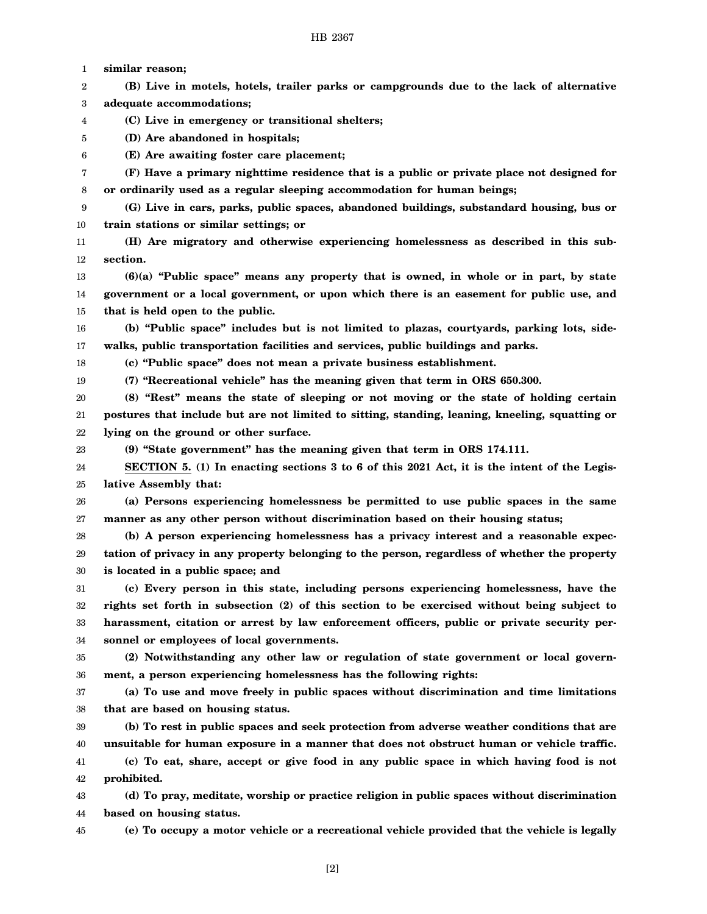**similar reason;**

**(B) Live in motels, hotels, trailer parks or campgrounds due to the lack of alternative adequate accommodations;**

**(C) Live in emergency or transitional shelters;**

**(D) Are abandoned in hospitals;**

**(E) Are awaiting foster care placement;**

**(F) Have a primary nighttime residence that is a public or private place not designed for or ordinarily used as a regular sleeping accommodation for human beings;**

**(G) Live in cars, parks, public spaces, abandoned buildings, substandard housing, bus or train stations or similar settings; or**

**(H) Are migratory and otherwise experiencing homelessness as described in this subsection.**

**(6)(a) "Public space" means any property that is owned, in whole or in part, by state government or a local government, or upon which there is an easement for public use, and that is held open to the public.**

**(b) "Public space" includes but is not limited to plazas, courtyards, parking lots, sidewalks, public transportation facilities and services, public buildings and parks.**

**(c) "Public space" does not mean a private business establishment.**

**(7) "Recreational vehicle" has the meaning given that term in ORS 650.300.**

**(8) "Rest" means the state of sleeping or not moving or the state of holding certain postures that include but are not limited to sitting, standing, leaning, kneeling, squatting or lying on the ground or other surface.**

**(9) "State government" has the meaning given that term in ORS 174.111.**

**SECTION 5. (1) In enacting sections 3 to 6 of this 2021 Act, it is the intent of the Legislative Assembly that:**

**(a) Persons experiencing homelessness be permitted to use public spaces in the same manner as any other person without discrimination based on their housing status;**

**(b) A person experiencing homelessness has a privacy interest and a reasonable expectation of privacy in any property belonging to the person, regardless of whether the property is located in a public space; and**

**(c) Every person in this state, including persons experiencing homelessness, have the rights set forth in subsection (2) of this section to be exercised without being subject to harassment, citation or arrest by law enforcement officers, public or private security personnel or employees of local governments.**

**(2) Notwithstanding any other law or regulation of state government or local government, a person experiencing homelessness has the following rights:**

**(a) To use and move freely in public spaces without discrimination and time limitations that are based on housing status.**

**(b) To rest in public spaces and seek protection from adverse weather conditions that are unsuitable for human exposure in a manner that does not obstruct human or vehicle traffic.**

**(c) To eat, share, accept or give food in any public space in which having food is not prohibited.**

**(d) To pray, meditate, worship or practice religion in public spaces without discrimination based on housing status.**

**(e) To occupy a motor vehicle or a recreational vehicle provided that the vehicle is legally**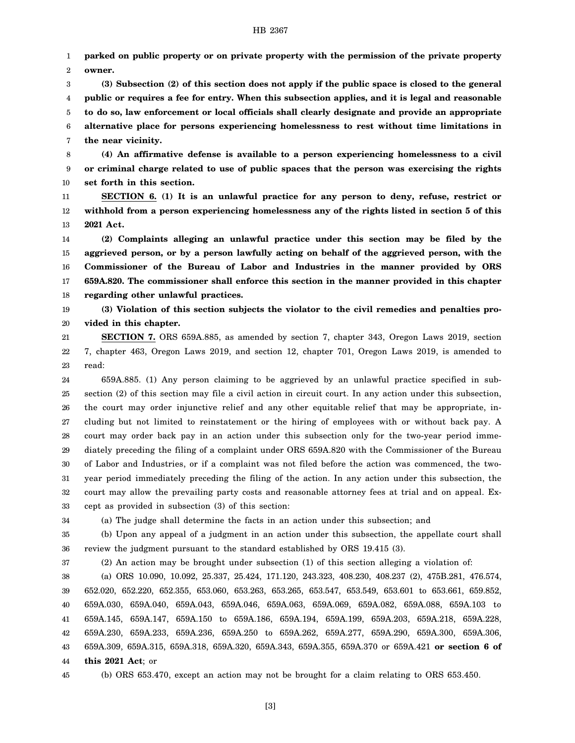**parked on public property or on private property with the permission of the private property owner.**

**(3) Subsection (2) of this section does not apply if the public space is closed to the general public or requires a fee for entry. When this subsection applies, and it is legal and reasonable to do so, law enforcement or local officials shall clearly designate and provide an appropriate alternative place for persons experiencing homelessness to rest without time limitations in the near vicinity.**

**(4) An affirmative defense is available to a person experiencing homelessness to a civil or criminal charge related to use of public spaces that the person was exercising the rights set forth in this section.**

**SECTION 6. (1) It is an unlawful practice for any person to deny, refuse, restrict or withhold from a person experiencing homelessness any of the rights listed in section 5 of this 2021 Act.**

**(2) Complaints alleging an unlawful practice under this section may be filed by the aggrieved person, or by a person lawfully acting on behalf of the aggrieved person, with the Commissioner of the Bureau of Labor and Industries in the manner provided by ORS 659A.820. The commissioner shall enforce this section in the manner provided in this chapter regarding other unlawful practices.**

**(3) Violation of this section subjects the violator to the civil remedies and penalties provided in this chapter.**

**SECTION 7.** ORS 659A.885, as amended by section 7, chapter 343, Oregon Laws 2019, section 7, chapter 463, Oregon Laws 2019, and section 12, chapter 701, Oregon Laws 2019, is amended to read:

659A.885. (1) Any person claiming to be aggrieved by an unlawful practice specified in subsection (2) of this section may file a civil action in circuit court. In any action under this subsection, the court may order injunctive relief and any other equitable relief that may be appropriate, including but not limited to reinstatement or the hiring of employees with or without back pay. A court may order back pay in an action under this subsection only for the two-year period immediately preceding the filing of a complaint under ORS 659A.820 with the Commissioner of the Bureau of Labor and Industries, or if a complaint was not filed before the action was commenced, the two-year period immediately preceding the filing of the action. In any action under this subsection, the court may allow the prevailing party costs and reasonable attorney fees at trial and on appeal. Except as provided in subsection (3) of this section:

(a) The judge shall determine the facts in an action under this subsection; and

(b) Upon any appeal of a judgment in an action under this subsection, the appellate court shall review the judgment pursuant to the standard established by ORS 19.415 (3).

(2) An action may be brought under subsection (1) of this section alleging a violation of:

(a) ORS 10.090, 10.092, 25.337, 25.424, 171.120, 243.323, 408.230, 408.237 (2), 475B.281, 476.574, 652.020, 652.220, 652.355, 653.060, 653.263, 653.265, 653.547, 653.549, 653.601 to 653.661, 659.852, 659A.030, 659A.040, 659A.043, 659A.046, 659A.063, 659A.069, 659A.082, 659A.088, 659A.103 to 659A.145, 659A.147, 659A.150 to 659A.186, 659A.194, 659A.199, 659A.203, 659A.218, 659A.228, 659A.230, 659A.233, 659A.236, 659A.250 to 659A.262, 659A.277, 659A.290, 659A.300, 659A.306, 659A.309, 659A.315, 659A.318, 659A.320, 659A.343, 659A.355, 659A.370 or 659A.421 **or section 6 of this 2021 Act**; or

(b) ORS 653.470, except an action may not be brought for a claim relating to ORS 653.450.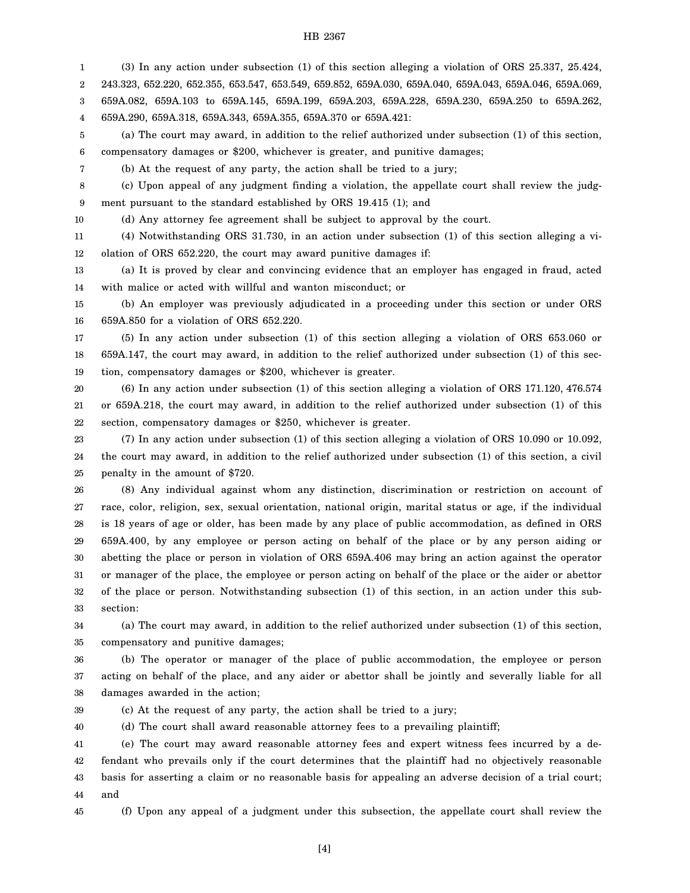(3) In any action under subsection (1) of this section alleging a violation of ORS 25.337, 25.424, 243.323, 652.220, 652.355, 653.547, 653.549, 659.852, 659A.030, 659A.040, 659A.043, 659A.046, 659A.069, 659A.082, 659A.103 to 659A.145, 659A.199, 659A.203, 659A.228, 659A.230, 659A.250 to 659A.262, 659A.290, 659A.318, 659A.343, 659A.355, 659A.370 or 659A.421:

(a) The court may award, in addition to the relief authorized under subsection (1) of this section, compensatory damages or $200, whichever is greater, and punitive damages;

(b) At the request of any party, the action shall be tried to a jury;

(c) Upon appeal of any judgment finding a violation, the appellate court shall review the judgment pursuant to the standard established by ORS 19.415 (1); and

(d) Any attorney fee agreement shall be subject to approval by the court.

(4) Notwithstanding ORS 31.730, in an action under subsection (1) of this section alleging a violation of ORS 652.220, the court may award punitive damages if:

(a) It is proved by clear and convincing evidence that an employer has engaged in fraud, acted with malice or acted with willful and wanton misconduct; or

(b) An employer was previously adjudicated in a proceeding under this section or under ORS 659A.850 for a violation of ORS 652.220.

(5) In any action under subsection (1) of this section alleging a violation of ORS 653.060 or 659A.147, the court may award, in addition to the relief authorized under subsection (1) of this section, compensatory damages or $200, whichever is greater.

(6) In any action under subsection (1) of this section alleging a violation of ORS 171.120, 476.574 or 659A.218, the court may award, in addition to the relief authorized under subsection (1) of this section, compensatory damages or $250, whichever is greater.

(7) In any action under subsection (1) of this section alleging a violation of ORS 10.090 or 10.092, the court may award, in addition to the relief authorized under subsection (1) of this section, a civil penalty in the amount of $720.

(8) Any individual against whom any distinction, discrimination or restriction on account of race, color, religion, sex, sexual orientation, national origin, marital status or age, if the individual is 18 years of age or older, has been made by any place of public accommodation, as defined in ORS 659A.400, by any employee or person acting on behalf of the place or by any person aiding or abetting the place or person in violation of ORS 659A.406 may bring an action against the operator or manager of the place, the employee or person acting on behalf of the place or the aider or abettor of the place or person. Notwithstanding subsection (1) of this section, in an action under this subsection:

(a) The court may award, in addition to the relief authorized under subsection (1) of this section, compensatory and punitive damages;

(b) The operator or manager of the place of public accommodation, the employee or person acting on behalf of the place, and any aider or abettor shall be jointly and severally liable for all damages awarded in the action;

(c) At the request of any party, the action shall be tried to a jury;

(d) The court shall award reasonable attorney fees to a prevailing plaintiff;

(e) The court may award reasonable attorney fees and expert witness fees incurred by a defendant who prevails only if the court determines that the plaintiff had no objectively reasonable basis for asserting a claim or no reasonable basis for appealing an adverse decision of a trial court; and

(f) Upon any appeal of a judgment under this subsection, the appellate court shall review the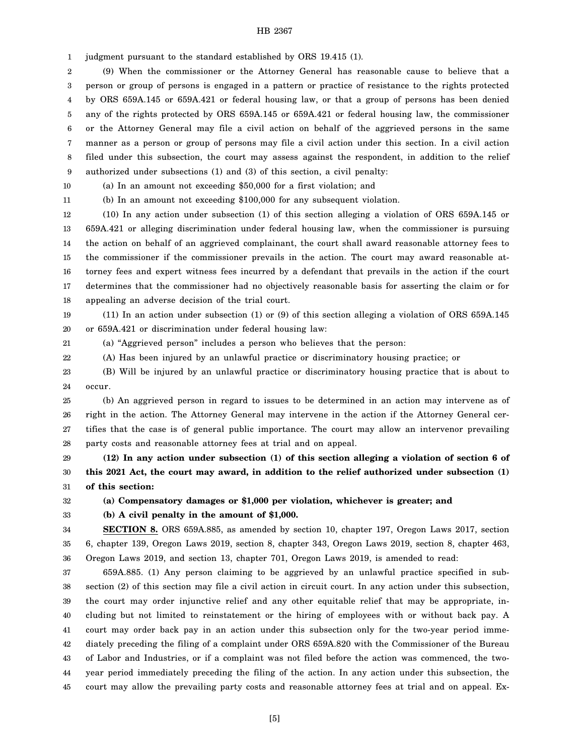judgment pursuant to the standard established by ORS 19.415 (1).

(9) When the commissioner or the Attorney General has reasonable cause to believe that a person or group of persons is engaged in a pattern or practice of resistance to the rights protected by ORS 659A.145 or 659A.421 or federal housing law, or that a group of persons has been denied any of the rights protected by ORS 659A.145 or 659A.421 or federal housing law, the commissioner or the Attorney General may file a civil action on behalf of the aggrieved persons in the same manner as a person or group of persons may file a civil action under this section. In a civil action filed under this subsection, the court may assess against the respondent, in addition to the relief authorized under subsections (1) and (3) of this section, a civil penalty:

(a) In an amount not exceeding $50,000 for a first violation; and

(b) In an amount not exceeding $100,000 for any subsequent violation.

(10) In any action under subsection (1) of this section alleging a violation of ORS 659A.145 or 659A.421 or alleging discrimination under federal housing law, when the commissioner is pursuing the action on behalf of an aggrieved complainant, the court shall award reasonable attorney fees to the commissioner if the commissioner prevails in the action. The court may award reasonable attorney fees and expert witness fees incurred by a defendant that prevails in the action if the court determines that the commissioner had no objectively reasonable basis for asserting the claim or for appealing an adverse decision of the trial court.

(11) In an action under subsection (1) or (9) of this section alleging a violation of ORS 659A.145 or 659A.421 or discrimination under federal housing law:

(a) "Aggrieved person" includes a person who believes that the person:

(A) Has been injured by an unlawful practice or discriminatory housing practice; or

(B) Will be injured by an unlawful practice or discriminatory housing practice that is about to occur.

(b) An aggrieved person in regard to issues to be determined in an action may intervene as of right in the action. The Attorney General may intervene in the action if the Attorney General certifies that the case is of general public importance. The court may allow an intervenor prevailing party costs and reasonable attorney fees at trial and on appeal.

**(12) In any action under subsection (1) of this section alleging a violation of section 6 of this 2021 Act, the court may award, in addition to the relief authorized under subsection (1) of this section:**

**(a) Compensatory damages or $1,000 per violation, whichever is greater; and**

**(b) A civil penalty in the amount of $1,000.**

**SECTION 8.** ORS 659A.885, as amended by section 10, chapter 197, Oregon Laws 2017, section 6, chapter 139, Oregon Laws 2019, section 8, chapter 343, Oregon Laws 2019, section 8, chapter 463, Oregon Laws 2019, and section 13, chapter 701, Oregon Laws 2019, is amended to read:

659A.885. (1) Any person claiming to be aggrieved by an unlawful practice specified in subsection (2) of this section may file a civil action in circuit court. In any action under this subsection, the court may order injunctive relief and any other equitable relief that may be appropriate, including but not limited to reinstatement or the hiring of employees with or without back pay. A court may order back pay in an action under this subsection only for the two-year period immediately preceding the filing of a complaint under ORS 659A.820 with the Commissioner of the Bureau of Labor and Industries, or if a complaint was not filed before the action was commenced, the two-year period immediately preceding the filing of the action. In any action under this subsection, the court may allow the prevailing party costs and reasonable attorney fees at trial and on appeal. Ex-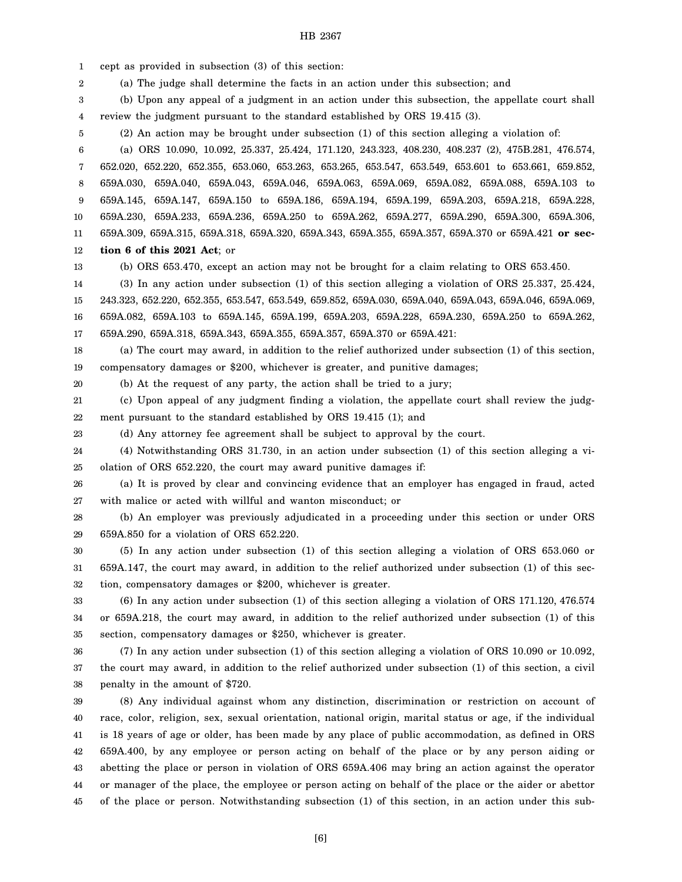cept as provided in subsection (3) of this section:

(a) The judge shall determine the facts in an action under this subsection; and

(b) Upon any appeal of a judgment in an action under this subsection, the appellate court shall review the judgment pursuant to the standard established by ORS 19.415 (3).

(2) An action may be brought under subsection (1) of this section alleging a violation of:

(a) ORS 10.090, 10.092, 25.337, 25.424, 171.120, 243.323, 408.230, 408.237 (2), 475B.281, 476.574, 652.020, 652.220, 652.355, 653.060, 653.263, 653.265, 653.547, 653.549, 653.601 to 653.661, 659.852, 659A.030, 659A.040, 659A.043, 659A.046, 659A.063, 659A.069, 659A.082, 659A.088, 659A.103 to 659A.145, 659A.147, 659A.150 to 659A.186, 659A.194, 659A.199, 659A.203, 659A.218, 659A.228, 659A.230, 659A.233, 659A.236, 659A.250 to 659A.262, 659A.277, 659A.290, 659A.300, 659A.306, 659A.309, 659A.315, 659A.318, 659A.320, 659A.343, 659A.355, 659A.357, 659A.370 or 659A.421 **or section 6 of this 2021 Act**; or

(b) ORS 653.470, except an action may not be brought for a claim relating to ORS 653.450.

(3) In any action under subsection (1) of this section alleging a violation of ORS 25.337, 25.424, 243.323, 652.220, 652.355, 653.547, 653.549, 659.852, 659A.030, 659A.040, 659A.043, 659A.046, 659A.069, 659A.082, 659A.103 to 659A.145, 659A.199, 659A.203, 659A.228, 659A.230, 659A.250 to 659A.262, 659A.290, 659A.318, 659A.343, 659A.355, 659A.357, 659A.370 or 659A.421:

(a) The court may award, in addition to the relief authorized under subsection (1) of this section, compensatory damages or $200, whichever is greater, and punitive damages;

(b) At the request of any party, the action shall be tried to a jury;

(c) Upon appeal of any judgment finding a violation, the appellate court shall review the judgment pursuant to the standard established by ORS 19.415 (1); and

(d) Any attorney fee agreement shall be subject to approval by the court.

(4) Notwithstanding ORS 31.730, in an action under subsection (1) of this section alleging a violation of ORS 652.220, the court may award punitive damages if:

(a) It is proved by clear and convincing evidence that an employer has engaged in fraud, acted with malice or acted with willful and wanton misconduct; or

(b) An employer was previously adjudicated in a proceeding under this section or under ORS 659A.850 for a violation of ORS 652.220.

(5) In any action under subsection (1) of this section alleging a violation of ORS 653.060 or 659A.147, the court may award, in addition to the relief authorized under subsection (1) of this section, compensatory damages or $200, whichever is greater.

(6) In any action under subsection (1) of this section alleging a violation of ORS 171.120, 476.574 or 659A.218, the court may award, in addition to the relief authorized under subsection (1) of this section, compensatory damages or $250, whichever is greater.

(7) In any action under subsection (1) of this section alleging a violation of ORS 10.090 or 10.092, the court may award, in addition to the relief authorized under subsection (1) of this section, a civil penalty in the amount of $720.

(8) Any individual against whom any distinction, discrimination or restriction on account of race, color, religion, sex, sexual orientation, national origin, marital status or age, if the individual is 18 years of age or older, has been made by any place of public accommodation, as defined in ORS 659A.400, by any employee or person acting on behalf of the place or by any person aiding or abetting the place or person in violation of ORS 659A.406 may bring an action against the operator or manager of the place, the employee or person acting on behalf of the place or the aider or abettor of the place or person. Notwithstanding subsection (1) of this section, in an action under this sub-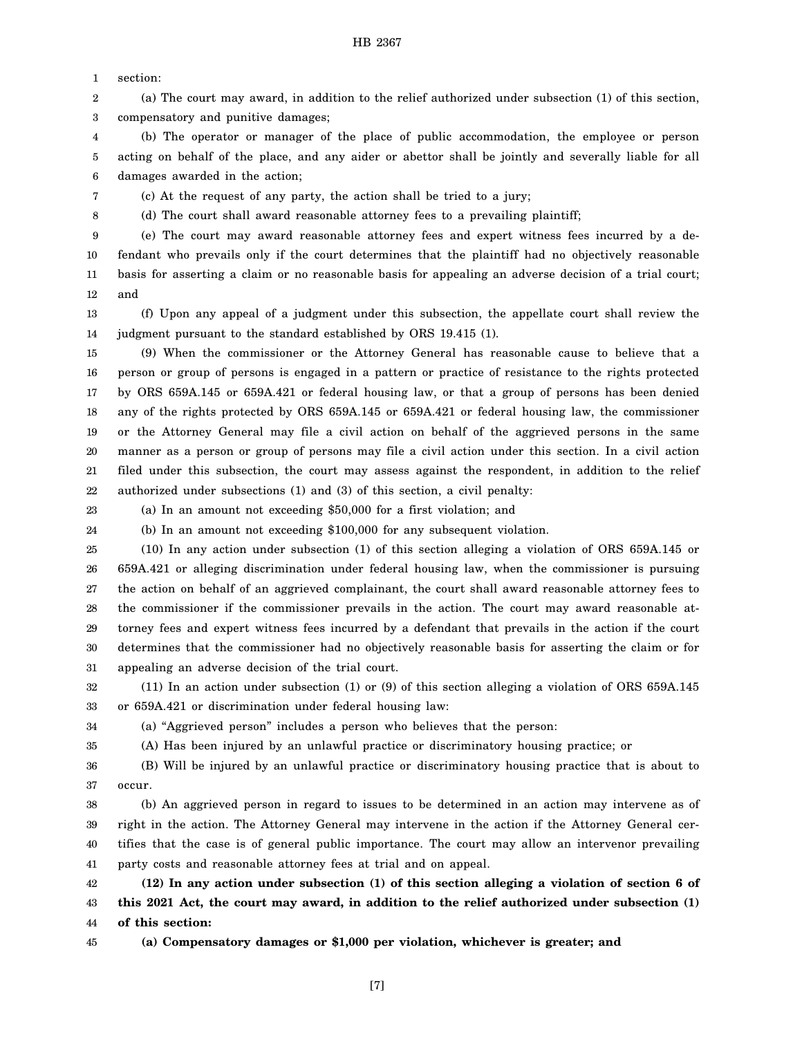section:

(a) The court may award, in addition to the relief authorized under subsection (1) of this section, compensatory and punitive damages;

(b) The operator or manager of the place of public accommodation, the employee or person acting on behalf of the place, and any aider or abettor shall be jointly and severally liable for all damages awarded in the action;

(c) At the request of any party, the action shall be tried to a jury;

(d) The court shall award reasonable attorney fees to a prevailing plaintiff;

(e) The court may award reasonable attorney fees and expert witness fees incurred by a defendant who prevails only if the court determines that the plaintiff had no objectively reasonable basis for asserting a claim or no reasonable basis for appealing an adverse decision of a trial court; and

(f) Upon any appeal of a judgment under this subsection, the appellate court shall review the judgment pursuant to the standard established by ORS 19.415 (1).

(9) When the commissioner or the Attorney General has reasonable cause to believe that a person or group of persons is engaged in a pattern or practice of resistance to the rights protected by ORS 659A.145 or 659A.421 or federal housing law, or that a group of persons has been denied any of the rights protected by ORS 659A.145 or 659A.421 or federal housing law, the commissioner or the Attorney General may file a civil action on behalf of the aggrieved persons in the same manner as a person or group of persons may file a civil action under this section. In a civil action filed under this subsection, the court may assess against the respondent, in addition to the relief authorized under subsections (1) and (3) of this section, a civil penalty:

(a) In an amount not exceeding $50,000 for a first violation; and

(b) In an amount not exceeding $100,000 for any subsequent violation.

(10) In any action under subsection (1) of this section alleging a violation of ORS 659A.145 or 659A.421 or alleging discrimination under federal housing law, when the commissioner is pursuing the action on behalf of an aggrieved complainant, the court shall award reasonable attorney fees to the commissioner if the commissioner prevails in the action. The court may award reasonable attorney fees and expert witness fees incurred by a defendant that prevails in the action if the court determines that the commissioner had no objectively reasonable basis for asserting the claim or for appealing an adverse decision of the trial court.

(11) In an action under subsection (1) or (9) of this section alleging a violation of ORS 659A.145 or 659A.421 or discrimination under federal housing law:

(a) "Aggrieved person" includes a person who believes that the person:

(A) Has been injured by an unlawful practice or discriminatory housing practice; or

(B) Will be injured by an unlawful practice or discriminatory housing practice that is about to occur.

(b) An aggrieved person in regard to issues to be determined in an action may intervene as of right in the action. The Attorney General may intervene in the action if the Attorney General certifies that the case is of general public importance. The court may allow an intervenor prevailing party costs and reasonable attorney fees at trial and on appeal.

**(12) In any action under subsection (1) of this section alleging a violation of section 6 of this 2021 Act, the court may award, in addition to the relief authorized under subsection (1) of this section:**

**(a) Compensatory damages or $1,000 per violation, whichever is greater; and**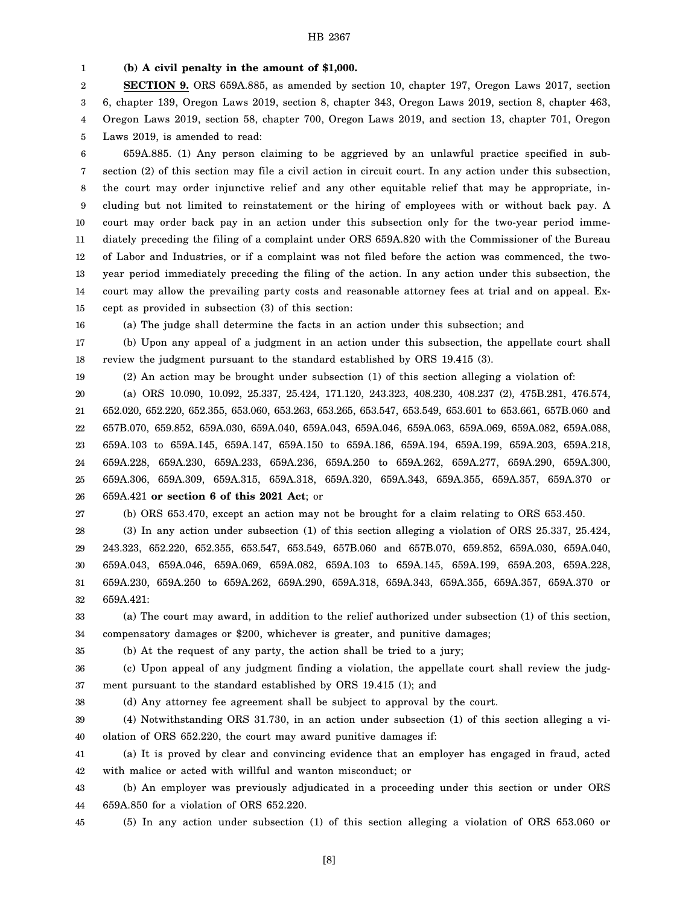**(b) A civil penalty in the amount of $1,000.**

**SECTION 9.** ORS 659A.885, as amended by section 10, chapter 197, Oregon Laws 2017, section 6, chapter 139, Oregon Laws 2019, section 8, chapter 343, Oregon Laws 2019, section 8, chapter 463, Oregon Laws 2019, section 58, chapter 700, Oregon Laws 2019, and section 13, chapter 701, Oregon Laws 2019, is amended to read:

659A.885. (1) Any person claiming to be aggrieved by an unlawful practice specified in subsection (2) of this section may file a civil action in circuit court. In any action under this subsection, the court may order injunctive relief and any other equitable relief that may be appropriate, including but not limited to reinstatement or the hiring of employees with or without back pay. A court may order back pay in an action under this subsection only for the two-year period immediately preceding the filing of a complaint under ORS 659A.820 with the Commissioner of the Bureau of Labor and Industries, or if a complaint was not filed before the action was commenced, the two-year period immediately preceding the filing of the action. In any action under this subsection, the court may allow the prevailing party costs and reasonable attorney fees at trial and on appeal. Except as provided in subsection (3) of this section:

(a) The judge shall determine the facts in an action under this subsection; and

(b) Upon any appeal of a judgment in an action under this subsection, the appellate court shall review the judgment pursuant to the standard established by ORS 19.415 (3).

(2) An action may be brought under subsection (1) of this section alleging a violation of:

(a) ORS 10.090, 10.092, 25.337, 25.424, 171.120, 243.323, 408.230, 408.237 (2), 475B.281, 476.574, 652.020, 652.220, 652.355, 653.060, 653.263, 653.265, 653.547, 653.549, 653.601 to 653.661, 657B.060 and 657B.070, 659.852, 659A.030, 659A.040, 659A.043, 659A.046, 659A.063, 659A.069, 659A.082, 659A.088, 659A.103 to 659A.145, 659A.147, 659A.150 to 659A.186, 659A.194, 659A.199, 659A.203, 659A.218, 659A.228, 659A.230, 659A.233, 659A.236, 659A.250 to 659A.262, 659A.277, 659A.290, 659A.300, 659A.306, 659A.309, 659A.315, 659A.318, 659A.320, 659A.343, 659A.355, 659A.357, 659A.370 or 659A.421 **or section 6 of this 2021 Act**; or

(b) ORS 653.470, except an action may not be brought for a claim relating to ORS 653.450.

(3) In any action under subsection (1) of this section alleging a violation of ORS 25.337, 25.424, 243.323, 652.220, 652.355, 653.547, 653.549, 657B.060 and 657B.070, 659.852, 659A.030, 659A.040, 659A.043, 659A.046, 659A.069, 659A.082, 659A.103 to 659A.145, 659A.199, 659A.203, 659A.228, 659A.230, 659A.250 to 659A.262, 659A.290, 659A.318, 659A.343, 659A.355, 659A.357, 659A.370 or 659A.421:

(a) The court may award, in addition to the relief authorized under subsection (1) of this section, compensatory damages or $200, whichever is greater, and punitive damages;

(b) At the request of any party, the action shall be tried to a jury;

(c) Upon appeal of any judgment finding a violation, the appellate court shall review the judgment pursuant to the standard established by ORS 19.415 (1); and

(d) Any attorney fee agreement shall be subject to approval by the court.

(4) Notwithstanding ORS 31.730, in an action under subsection (1) of this section alleging a violation of ORS 652.220, the court may award punitive damages if:

(a) It is proved by clear and convincing evidence that an employer has engaged in fraud, acted with malice or acted with willful and wanton misconduct; or

(b) An employer was previously adjudicated in a proceeding under this section or under ORS 659A.850 for a violation of ORS 652.220.

(5) In any action under subsection (1) of this section alleging a violation of ORS 653.060 or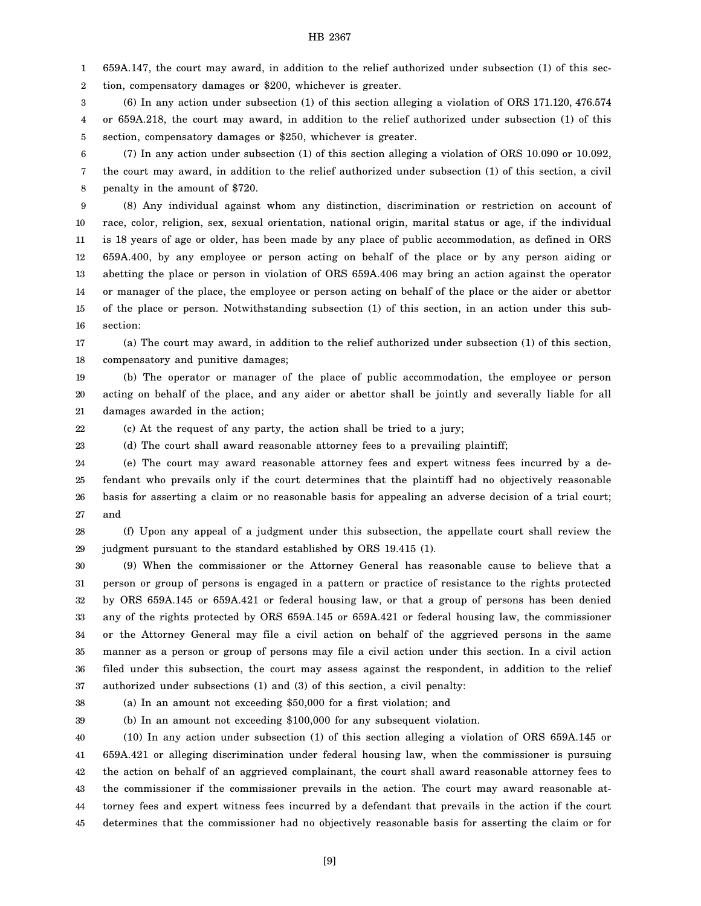659A.147, the court may award, in addition to the relief authorized under subsection (1) of this section, compensatory damages or $200, whichever is greater.

(6) In any action under subsection (1) of this section alleging a violation of ORS 171.120, 476.574 or 659A.218, the court may award, in addition to the relief authorized under subsection (1) of this section, compensatory damages or $250, whichever is greater.

(7) In any action under subsection (1) of this section alleging a violation of ORS 10.090 or 10.092, the court may award, in addition to the relief authorized under subsection (1) of this section, a civil penalty in the amount of $720.

(8) Any individual against whom any distinction, discrimination or restriction on account of race, color, religion, sex, sexual orientation, national origin, marital status or age, if the individual is 18 years of age or older, has been made by any place of public accommodation, as defined in ORS 659A.400, by any employee or person acting on behalf of the place or by any person aiding or abetting the place or person in violation of ORS 659A.406 may bring an action against the operator or manager of the place, the employee or person acting on behalf of the place or the aider or abettor of the place or person. Notwithstanding subsection (1) of this section, in an action under this subsection:

(a) The court may award, in addition to the relief authorized under subsection (1) of this section, compensatory and punitive damages;

(b) The operator or manager of the place of public accommodation, the employee or person acting on behalf of the place, and any aider or abettor shall be jointly and severally liable for all damages awarded in the action;

(c) At the request of any party, the action shall be tried to a jury;

(d) The court shall award reasonable attorney fees to a prevailing plaintiff;

(e) The court may award reasonable attorney fees and expert witness fees incurred by a defendant who prevails only if the court determines that the plaintiff had no objectively reasonable basis for asserting a claim or no reasonable basis for appealing an adverse decision of a trial court; and

(f) Upon any appeal of a judgment under this subsection, the appellate court shall review the judgment pursuant to the standard established by ORS 19.415 (1).

(9) When the commissioner or the Attorney General has reasonable cause to believe that a person or group of persons is engaged in a pattern or practice of resistance to the rights protected by ORS 659A.145 or 659A.421 or federal housing law, or that a group of persons has been denied any of the rights protected by ORS 659A.145 or 659A.421 or federal housing law, the commissioner or the Attorney General may file a civil action on behalf of the aggrieved persons in the same manner as a person or group of persons may file a civil action under this section. In a civil action filed under this subsection, the court may assess against the respondent, in addition to the relief authorized under subsections (1) and (3) of this section, a civil penalty:

(a) In an amount not exceeding $50,000 for a first violation; and

(b) In an amount not exceeding $100,000 for any subsequent violation.

(10) In any action under subsection (1) of this section alleging a violation of ORS 659A.145 or 659A.421 or alleging discrimination under federal housing law, when the commissioner is pursuing the action on behalf of an aggrieved complainant, the court shall award reasonable attorney fees to the commissioner if the commissioner prevails in the action. The court may award reasonable attorney fees and expert witness fees incurred by a defendant that prevails in the action if the court determines that the commissioner had no objectively reasonable basis for asserting the claim or for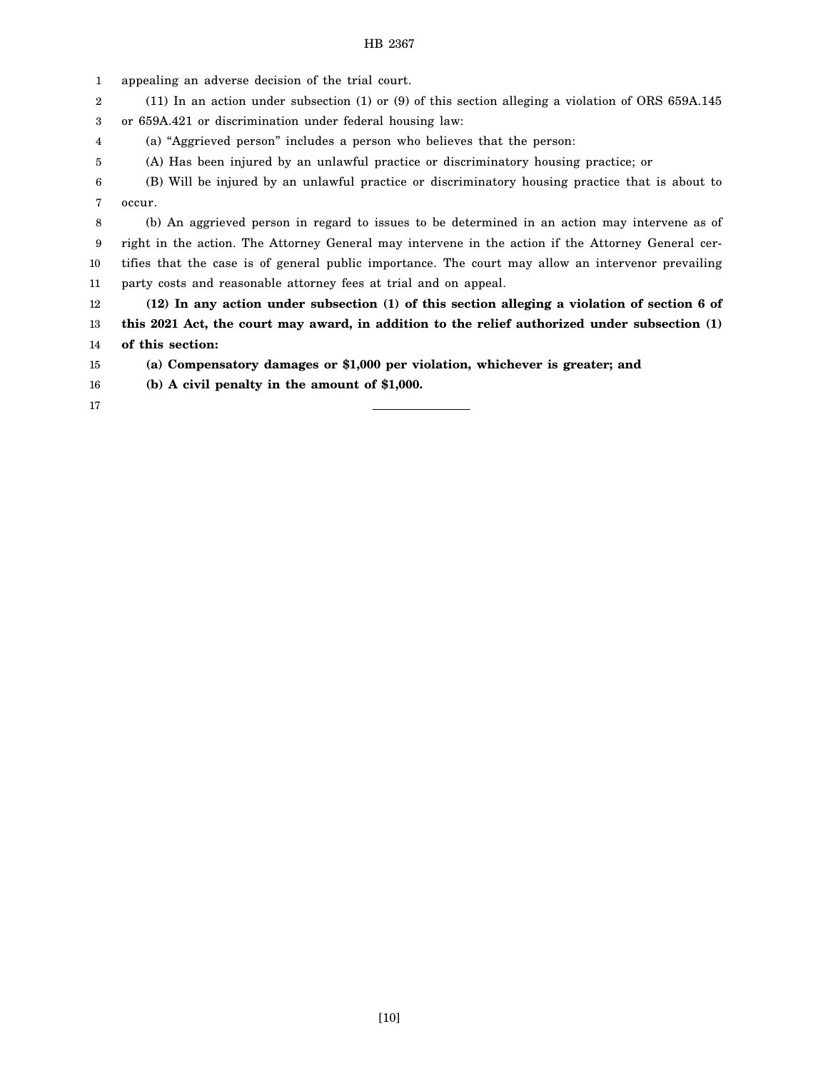appealing an adverse decision of the trial court.

(11) In an action under subsection (1) or (9) of this section alleging a violation of ORS 659A.145 or 659A.421 or discrimination under federal housing law:

(a) "Aggrieved person" includes a person who believes that the person:

(A) Has been injured by an unlawful practice or discriminatory housing practice; or

(B) Will be injured by an unlawful practice or discriminatory housing practice that is about to occur.

(b) An aggrieved person in regard to issues to be determined in an action may intervene as of right in the action. The Attorney General may intervene in the action if the Attorney General certifies that the case is of general public importance. The court may allow an intervenor prevailing party costs and reasonable attorney fees at trial and on appeal.

**(12) In any action under subsection (1) of this section alleging a violation of section 6 of this 2021 Act, the court may award, in addition to the relief authorized under subsection (1) of this section:**

**(a) Compensatory damages or $1,000 per violation, whichever is greater; and**

**(b) A civil penalty in the amount of $1,000.**

---